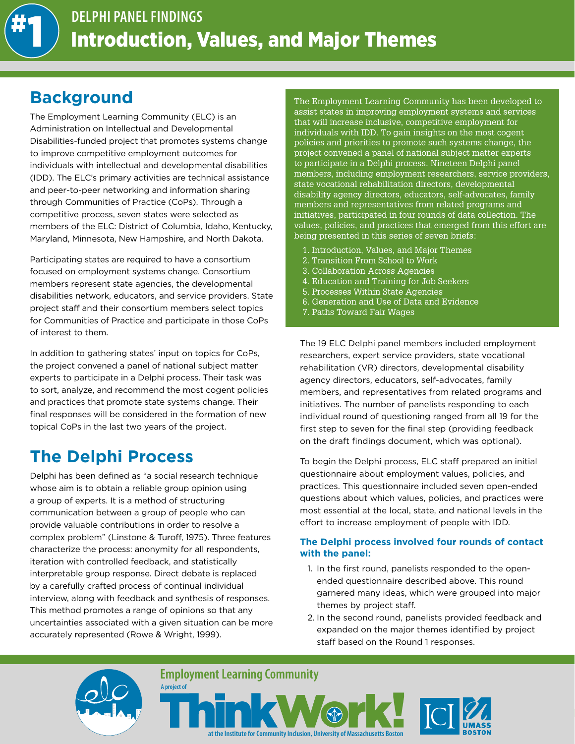# #1 DELPHI PANEL FINDINGS

# Introduction, Values, and Major Themes

## Background

The Employment Learning Community (ELC) is an Administration on Intellectual and Developmental Disabilities-funded project that promotes systems change to improve competitive employment outcomes for individuals with intellectual and developmental disabilities (IDD). The ELC's primary activities are technical assistance and peer-to-peer networking and information sharing through Communities of Practice (CoPs). Through a competitive process, seven states were selected as members of the ELC: District of Columbia, Idaho, Kentucky, Maryland, Minnesota, New Hampshire, and North Dakota.

Participating states are required to have a consortium focused on employment systems change. Consortium members represent state agencies, the developmental disabilities network, educators, and service providers. State project staff and their consortium members select topics for Communities of Practice and participate in those CoPs of interest to them.

In addition to gathering states' input on topics for CoPs, the project convened a panel of national subject matter experts to participate in a Delphi process. Their task was to sort, analyze, and recommend the most cogent policies and practices that promote state systems change. Their final responses will be considered in the formation of new topical CoPs in the last two years of the project.

## The Delphi Process

Delphi has been defined as "a social research technique whose aim is to obtain a reliable group opinion using a group of experts. It is a method of structuring communication between a group of people who can provide valuable contributions in order to resolve a complex problem" (Linstone & Turoff, 1975). Three features characterize the process: anonymity for all respondents, iteration with controlled feedback, and statistically interpretable group response. Direct debate is replaced by a carefully crafted process of continual individual interview, along with feedback and synthesis of responses. This method promotes a range of opinions so that any uncertainties associated with a given situation can be more accurately represented (Rowe & Wright, 1999).

The Employment Learning Community has been developed to assist states in improving employment systems and services that will increase inclusive, competitive employment for individuals with IDD. To gain insights on the most cogent policies and priorities to promote such systems change, the project convened a panel of national subject matter experts to participate in a Delphi process. Nineteen Delphi panel members, including employment researchers, service providers, state vocational rehabilitation directors, developmental disability agency directors, educators, self-advocates, family members and representatives from related programs and initiatives, participated in four rounds of data collection. The values, policies, and practices that emerged from this effort are being presented in this series of seven briefs:

1. Introduction, Values, and Major Themes
2. Transition From School to Work
3. Collaboration Across Agencies
4. Education and Training for Job Seekers
5. Processes Within State Agencies
6. Generation and Use of Data and Evidence
7. Paths Toward Fair Wages

The 19 ELC Delphi panel members included employment researchers, expert service providers, state vocational rehabilitation (VR) directors, developmental disability agency directors, educators, self-advocates, family members, and representatives from related programs and initiatives. The number of panelists responding to each individual round of questioning ranged from all 19 for the first step to seven for the final step (providing feedback on the draft findings document, which was optional).

To begin the Delphi process, ELC staff prepared an initial questionnaire about employment values, policies, and practices. This questionnaire included seven open-ended questions about which values, policies, and practices were most essential at the local, state, and national levels in the effort to increase employment of people with IDD.

### The Delphi process involved four rounds of contact with the panel:

1. In the first round, panelists responded to the open-ended questionnaire described above. This round garnered many ideas, which were grouped into major themes by project staff.
2. In the second round, panelists provided feedback and expanded on the major themes identified by project staff based on the Round 1 responses.

Employment Learning Community
A project of ThinkWork! at the Institute for Community Inclusion, University of Massachusetts Boston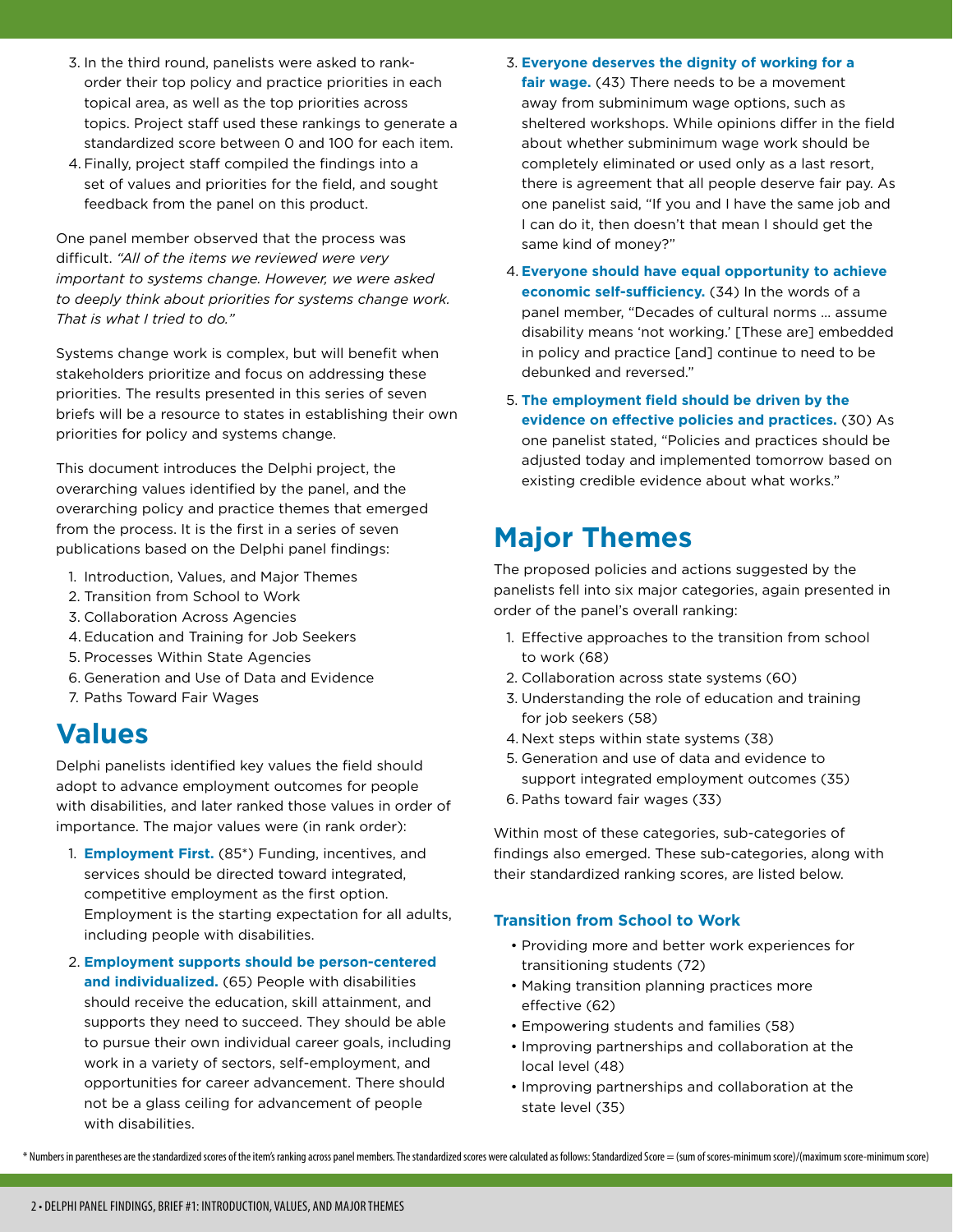3. In the third round, panelists were asked to rank-order their top policy and practice priorities in each topical area, as well as the top priorities across topics. Project staff used these rankings to generate a standardized score between 0 and 100 for each item.
4. Finally, project staff compiled the findings into a set of values and priorities for the field, and sought feedback from the panel on this product.

One panel member observed that the process was difficult. *"All of the items we reviewed were very important to systems change. However, we were asked to deeply think about priorities for systems change work. That is what I tried to do."*

Systems change work is complex, but will benefit when stakeholders prioritize and focus on addressing these priorities. The results presented in this series of seven briefs will be a resource to states in establishing their own priorities for policy and systems change.

This document introduces the Delphi project, the overarching values identified by the panel, and the overarching policy and practice themes that emerged from the process. It is the first in a series of seven publications based on the Delphi panel findings:

1. Introduction, Values, and Major Themes
2. Transition from School to Work
3. Collaboration Across Agencies
4. Education and Training for Job Seekers
5. Processes Within State Agencies
6. Generation and Use of Data and Evidence
7. Paths Toward Fair Wages

## Values

Delphi panelists identified key values the field should adopt to advance employment outcomes for people with disabilities, and later ranked those values in order of importance. The major values were (in rank order):

1. **Employment First.** (85*) Funding, incentives, and services should be directed toward integrated, competitive employment as the first option. Employment is the starting expectation for all adults, including people with disabilities.
2. **Employment supports should be person-centered and individualized.** (65) People with disabilities should receive the education, skill attainment, and supports they need to succeed. They should be able to pursue their own individual career goals, including work in a variety of sectors, self-employment, and opportunities for career advancement. There should not be a glass ceiling for advancement of people with disabilities.
3. **Everyone deserves the dignity of working for a fair wage.** (43) There needs to be a movement away from subminimum wage options, such as sheltered workshops. While opinions differ in the field about whether subminimum wage work should be completely eliminated or used only as a last resort, there is agreement that all people deserve fair pay. As one panelist said, "If you and I have the same job and I can do it, then doesn't that mean I should get the same kind of money?"
4. **Everyone should have equal opportunity to achieve economic self-sufficiency.** (34) In the words of a panel member, "Decades of cultural norms ... assume disability means 'not working.' [These are] embedded in policy and practice [and] continue to need to be debunked and reversed."
5. **The employment field should be driven by the evidence on effective policies and practices.** (30) As one panelist stated, "Policies and practices should be adjusted today and implemented tomorrow based on existing credible evidence about what works."

## Major Themes

The proposed policies and actions suggested by the panelists fell into six major categories, again presented in order of the panel's overall ranking:

1. Effective approaches to the transition from school to work (68)
2. Collaboration across state systems (60)
3. Understanding the role of education and training for job seekers (58)
4. Next steps within state systems (38)
5. Generation and use of data and evidence to support integrated employment outcomes (35)
6. Paths toward fair wages (33)

Within most of these categories, sub-categories of findings also emerged. These sub-categories, along with their standardized ranking scores, are listed below.

### Transition from School to Work

- Providing more and better work experiences for transitioning students (72)
- Making transition planning practices more effective (62)
- Empowering students and families (58)
- Improving partnerships and collaboration at the local level (48)
- Improving partnerships and collaboration at the state level (35)

\* Numbers in parentheses are the standardized scores of the item's ranking across panel members. The standardized scores were calculated as follows: Standardized Score = (sum of scores-minimum score)/(maximum score-minimum score)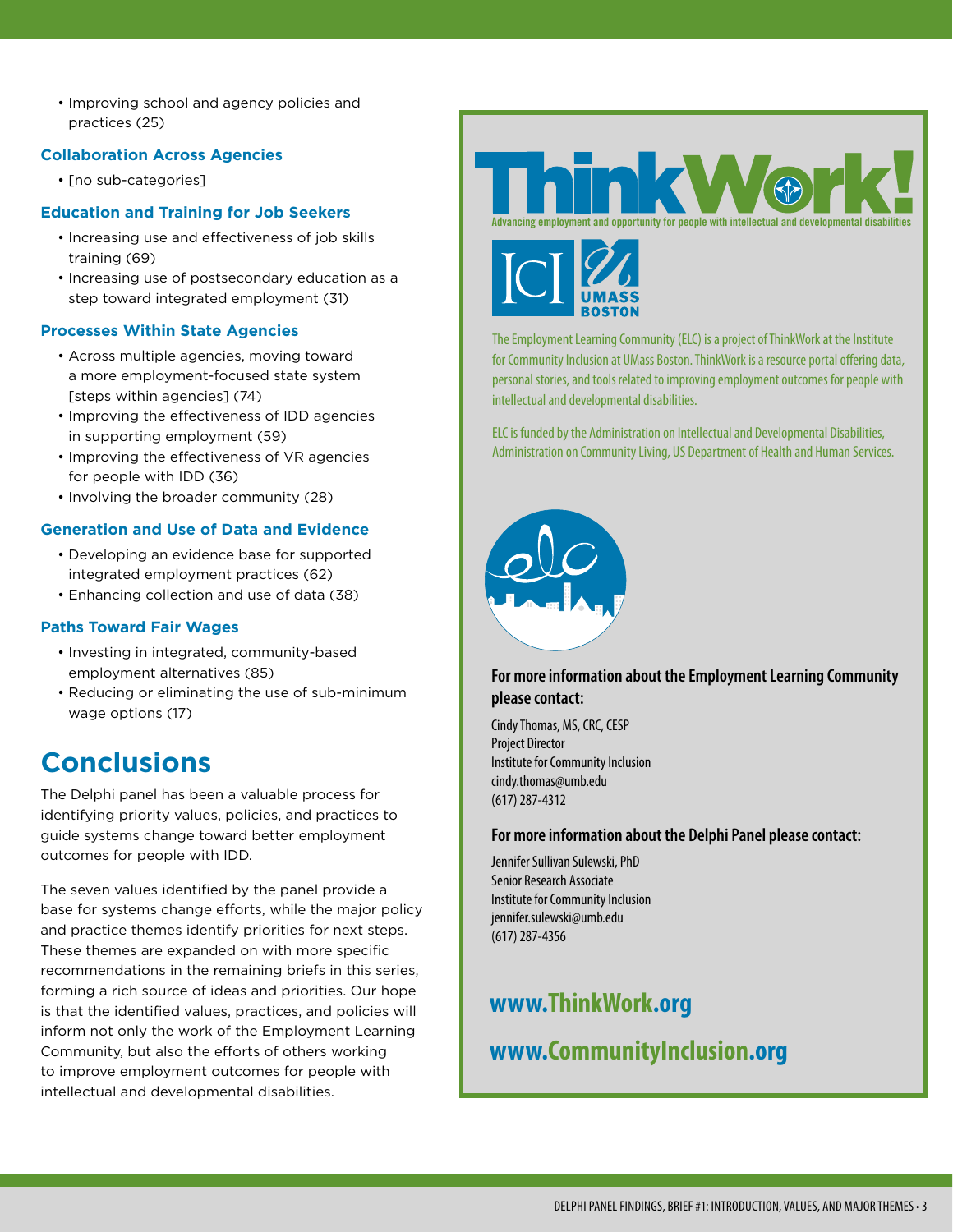- Improving school and agency policies and practices (25)

### Collaboration Across Agencies

- [no sub-categories]

### Education and Training for Job Seekers

- Increasing use and effectiveness of job skills training (69)
- Increasing use of postsecondary education as a step toward integrated employment (31)

### Processes Within State Agencies

- Across multiple agencies, moving toward a more employment-focused state system [steps within agencies] (74)
- Improving the effectiveness of IDD agencies in supporting employment (59)
- Improving the effectiveness of VR agencies for people with IDD (36)
- Involving the broader community (28)

### Generation and Use of Data and Evidence

- Developing an evidence base for supported integrated employment practices (62)
- Enhancing collection and use of data (38)

### Paths Toward Fair Wages

- Investing in integrated, community-based employment alternatives (85)
- Reducing or eliminating the use of sub-minimum wage options (17)

## Conclusions

The Delphi panel has been a valuable process for identifying priority values, policies, and practices to guide systems change toward better employment outcomes for people with IDD.

The seven values identified by the panel provide a base for systems change efforts, while the major policy and practice themes identify priorities for next steps. These themes are expanded on with more specific recommendations in the remaining briefs in this series, forming a rich source of ideas and priorities. Our hope is that the identified values, practices, and policies will inform not only the work of the Employment Learning Community, but also the efforts of others working to improve employment outcomes for people with intellectual and developmental disabilities.

ThinkWork!

Advancing employment and opportunity for people with intellectual and developmental disabilities

ICI UMASS BOSTON

The Employment Learning Community (ELC) is a project of ThinkWork at the Institute for Community Inclusion at UMass Boston. ThinkWork is a resource portal offering data, personal stories, and tools related to improving employment outcomes for people with intellectual and developmental disabilities.

ELC is funded by the Administration on Intellectual and Developmental Disabilities, Administration on Community Living, US Department of Health and Human Services.

**For more information about the Employment Learning Community please contact:**

Cindy Thomas, MS, CRC, CESP
Project Director
Institute for Community Inclusion
cindy.thomas@umb.edu
(617) 287-4312

**For more information about the Delphi Panel please contact:**

Jennifer Sullivan Sulewski, PhD
Senior Research Associate
Institute for Community Inclusion
jennifer.sulewski@umb.edu
(617) 287-4356

**www.ThinkWork.org**

**www.CommunityInclusion.org**